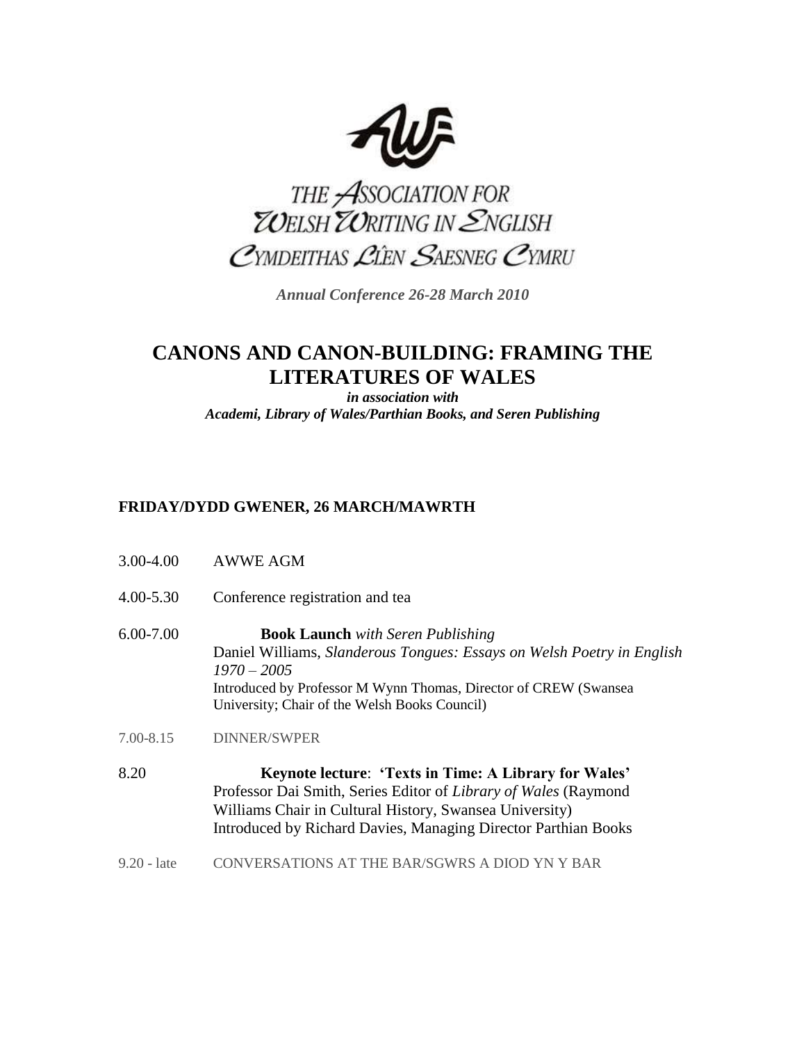THE ASSOCIATION FOR WELSH WRITING IN ENGLISH

CYMDEITHAS LÊN SAESNEG CYMRU

*Annual Conference 26-28 March 2010*

# CANONS AND CANON-BUILDING: FRAMING THE LITERATURES OF WALES

***in association with***

***Academi, Library of Wales/Parthian Books, and Seren Publishing***

## FRIDAY/DYDD GWENER, 26 MARCH/MAWRTH

3.00-4.00 AWWE AGM

4.00-5.30 Conference registration and tea

6.00-7.00 **Book Launch** *with Seren Publishing*
Daniel Williams, *Slanderous Tongues: Essays on Welsh Poetry in English 1970 – 2005*
Introduced by Professor M Wynn Thomas, Director of CREW (Swansea University; Chair of the Welsh Books Council)

7.00-8.15 DINNER/SWPER

8.20 **Keynote lecture**: **'Texts in Time: A Library for Wales'**
Professor Dai Smith, Series Editor of *Library of Wales* (Raymond Williams Chair in Cultural History, Swansea University)
Introduced by Richard Davies, Managing Director Parthian Books

9.20 - late CONVERSATIONS AT THE BAR/SGWRS A DIOD YN Y BAR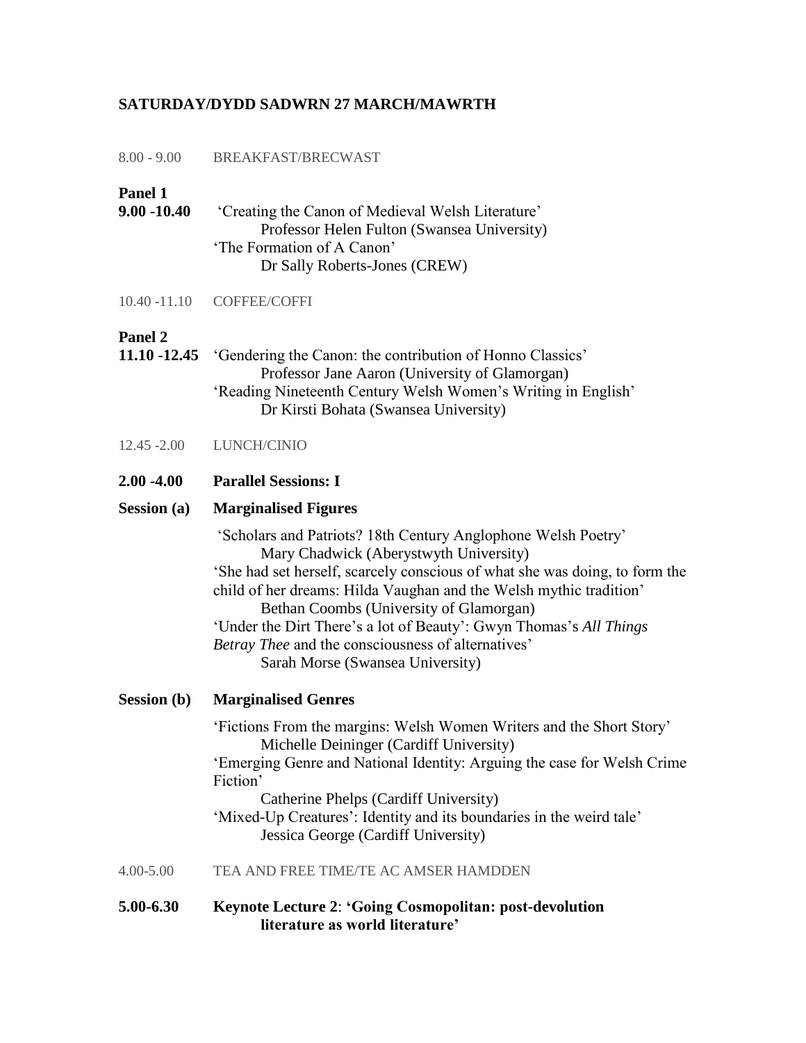## SATURDAY/DYDD SADWRN 27 MARCH/MAWRTH

8.00 - 9.00 BREAKFAST/BRECWAST

**Panel 1**

**9.00 -10.40** 'Creating the Canon of Medieval Welsh Literature'
Professor Helen Fulton (Swansea University)
'The Formation of A Canon'
Dr Sally Roberts-Jones (CREW)

10.40 -11.10 COFFEE/COFFI

**Panel 2**

**11.10 -12.45** 'Gendering the Canon: the contribution of Honno Classics'
Professor Jane Aaron (University of Glamorgan)
'Reading Nineteenth Century Welsh Women's Writing in English'
Dr Kirsti Bohata (Swansea University)

12.45 -2.00 LUNCH/CINIO

**2.00 -4.00 Parallel Sessions: I**

**Session (a) Marginalised Figures**

'Scholars and Patriots? 18th Century Anglophone Welsh Poetry'
Mary Chadwick (Aberystwyth University)
'She had set herself, scarcely conscious of what she was doing, to form the child of her dreams: Hilda Vaughan and the Welsh mythic tradition'
Bethan Coombs (University of Glamorgan)
'Under the Dirt There's a lot of Beauty': Gwyn Thomas's *All Things Betray Thee* and the consciousness of alternatives'
Sarah Morse (Swansea University)

**Session (b) Marginalised Genres**

'Fictions From the margins: Welsh Women Writers and the Short Story'
Michelle Deininger (Cardiff University)
'Emerging Genre and National Identity: Arguing the case for Welsh Crime Fiction'
Catherine Phelps (Cardiff University)
'Mixed-Up Creatures': Identity and its boundaries in the weird tale'
Jessica George (Cardiff University)

4.00-5.00 TEA AND FREE TIME/TE AC AMSER HAMDDEN

**5.00-6.30 Keynote Lecture 2: 'Going Cosmopolitan: post-devolution literature as world literature'**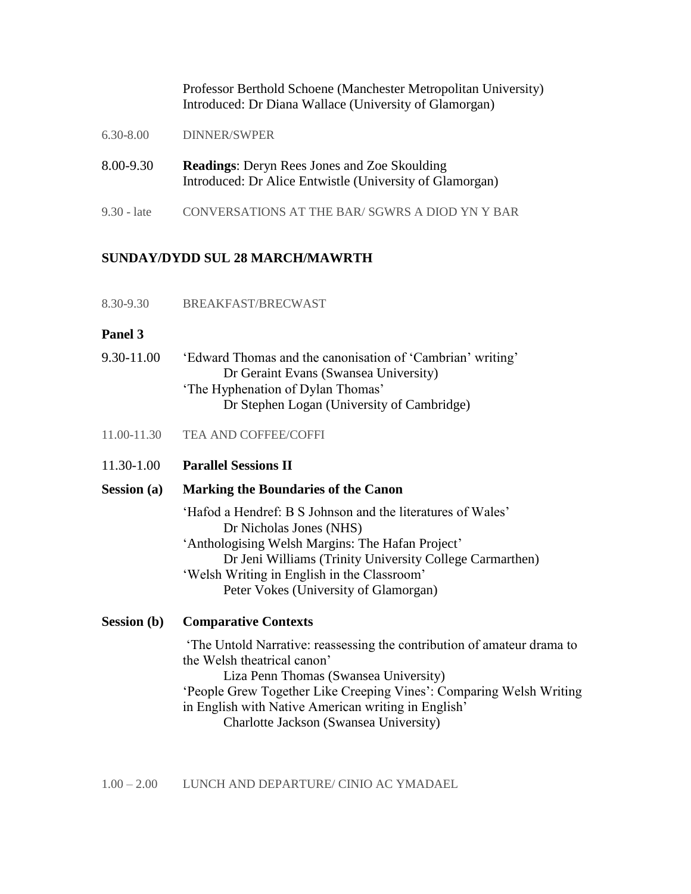Professor Berthold Schoene (Manchester Metropolitan University)
Introduced: Dr Diana Wallace (University of Glamorgan)

6.30-8.00 DINNER/SWPER

8.00-9.30 **Readings**: Deryn Rees Jones and Zoe Skoulding
Introduced: Dr Alice Entwistle (University of Glamorgan)

9.30 - late CONVERSATIONS AT THE BAR/ SGWRS A DIOD YN Y BAR

## SUNDAY/DYDD SUL 28 MARCH/MAWRTH

8.30-9.30 BREAKFAST/BRECWAST

### Panel 3

9.30-11.00 'Edward Thomas and the canonisation of 'Cambrian' writing'
Dr Geraint Evans (Swansea University)
'The Hyphenation of Dylan Thomas'
Dr Stephen Logan (University of Cambridge)

11.00-11.30 TEA AND COFFEE/COFFI

11.30-1.00 **Parallel Sessions II**

**Session (a) Marking the Boundaries of the Canon**

'Hafod a Hendref: B S Johnson and the literatures of Wales'
Dr Nicholas Jones (NHS)
'Anthologising Welsh Margins: The Hafan Project'
Dr Jeni Williams (Trinity University College Carmarthen)
'Welsh Writing in English in the Classroom'
Peter Vokes (University of Glamorgan)

**Session (b) Comparative Contexts**

'The Untold Narrative: reassessing the contribution of amateur drama to the Welsh theatrical canon'
Liza Penn Thomas (Swansea University)
'People Grew Together Like Creeping Vines': Comparing Welsh Writing in English with Native American writing in English'
Charlotte Jackson (Swansea University)

1.00 – 2.00 LUNCH AND DEPARTURE/ CINIO AC YMADAEL